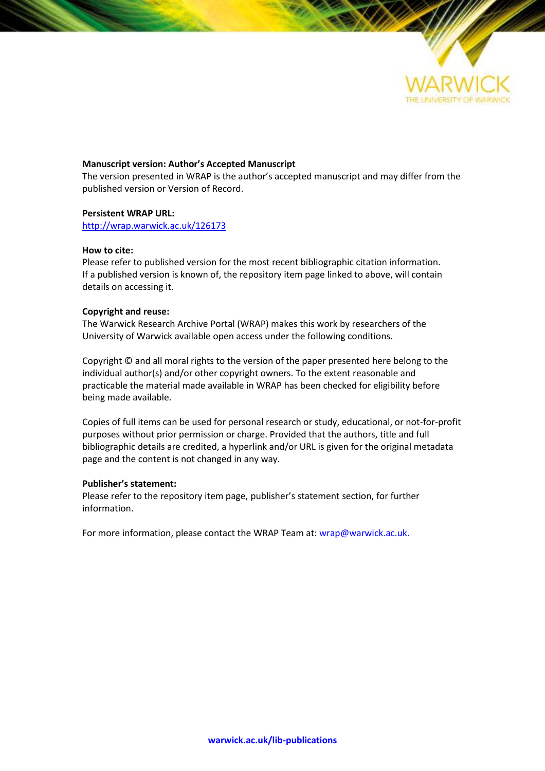**Manuscript version: Author's Accepted Manuscript**

The version presented in WRAP is the author's accepted manuscript and may differ from the published version or Version of Record.

**Persistent WRAP URL:**

http://wrap.warwick.ac.uk/126173

**How to cite:**

Please refer to published version for the most recent bibliographic citation information. If a published version is known of, the repository item page linked to above, will contain details on accessing it.

**Copyright and reuse:**

The Warwick Research Archive Portal (WRAP) makes this work by researchers of the University of Warwick available open access under the following conditions.

Copyright © and all moral rights to the version of the paper presented here belong to the individual author(s) and/or other copyright owners. To the extent reasonable and practicable the material made available in WRAP has been checked for eligibility before being made available.

Copies of full items can be used for personal research or study, educational, or not-for-profit purposes without prior permission or charge. Provided that the authors, title and full bibliographic details are credited, a hyperlink and/or URL is given for the original metadata page and the content is not changed in any way.

**Publisher's statement:**

Please refer to the repository item page, publisher's statement section, for further information.

For more information, please contact the WRAP Team at: wrap@warwick.ac.uk.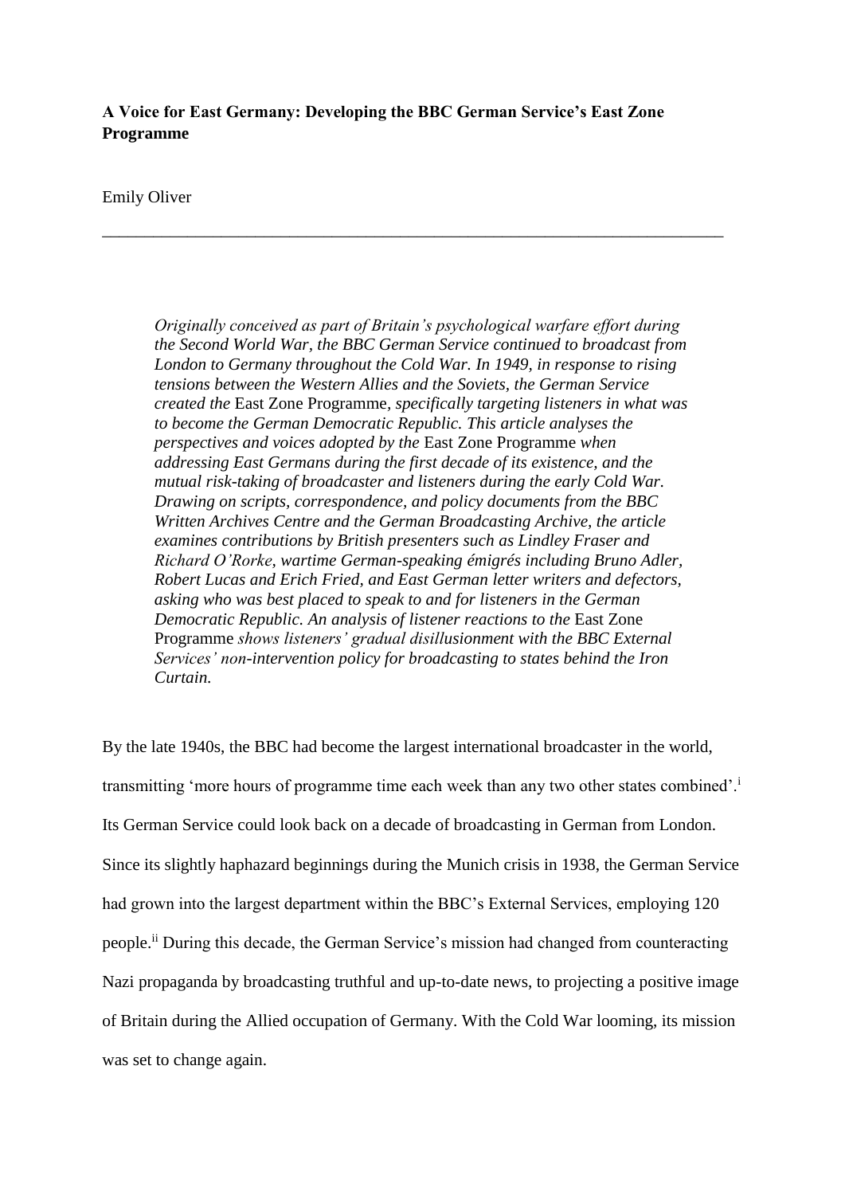**A Voice for East Germany: Developing the BBC German Service's East Zone Programme**

Emily Oliver

---

> *Originally conceived as part of Britain's psychological warfare effort during the Second World War, the BBC German Service continued to broadcast from London to Germany throughout the Cold War. In 1949, in response to rising tensions between the Western Allies and the Soviets, the German Service created the* East Zone Programme*, specifically targeting listeners in what was to become the German Democratic Republic. This article analyses the perspectives and voices adopted by the* East Zone Programme *when addressing East Germans during the first decade of its existence, and the mutual risk-taking of broadcaster and listeners during the early Cold War. Drawing on scripts, correspondence, and policy documents from the BBC Written Archives Centre and the German Broadcasting Archive, the article examines contributions by British presenters such as Lindley Fraser and Richard O'Rorke, wartime German-speaking émigrés including Bruno Adler, Robert Lucas and Erich Fried, and East German letter writers and defectors, asking who was best placed to speak to and for listeners in the German Democratic Republic. An analysis of listener reactions to the* East Zone Programme *shows listeners' gradual disillusionment with the BBC External Services' non-intervention policy for broadcasting to states behind the Iron Curtain.*

By the late 1940s, the BBC had become the largest international broadcaster in the world, transmitting 'more hours of programme time each week than any two other states combined'.[i] Its German Service could look back on a decade of broadcasting in German from London. Since its slightly haphazard beginnings during the Munich crisis in 1938, the German Service had grown into the largest department within the BBC's External Services, employing 120 people.[ii] During this decade, the German Service's mission had changed from counteracting Nazi propaganda by broadcasting truthful and up-to-date news, to projecting a positive image of Britain during the Allied occupation of Germany. With the Cold War looming, its mission was set to change again.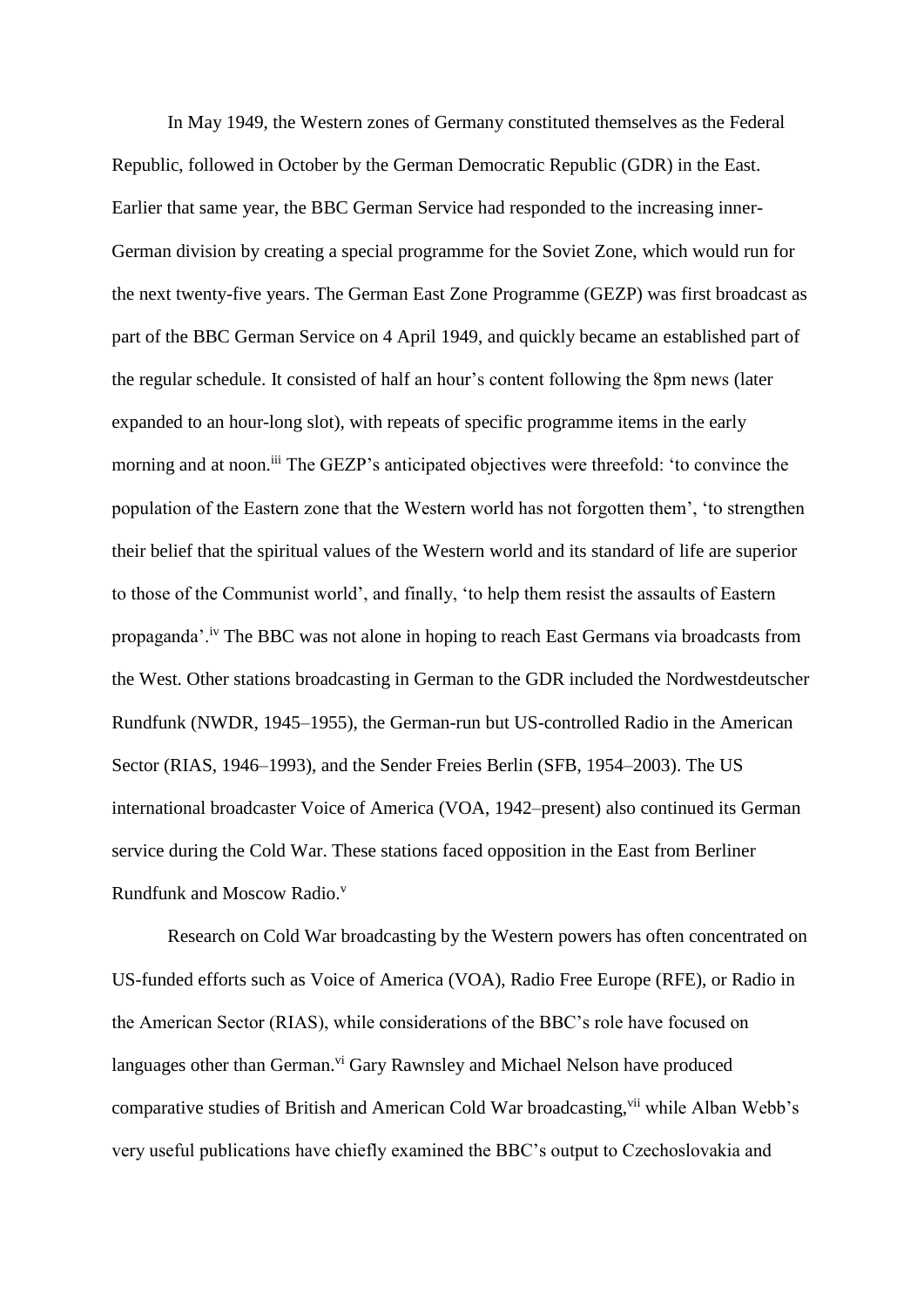In May 1949, the Western zones of Germany constituted themselves as the Federal Republic, followed in October by the German Democratic Republic (GDR) in the East. Earlier that same year, the BBC German Service had responded to the increasing inner-German division by creating a special programme for the Soviet Zone, which would run for the next twenty-five years. The German East Zone Programme (GEZP) was first broadcast as part of the BBC German Service on 4 April 1949, and quickly became an established part of the regular schedule. It consisted of half an hour's content following the 8pm news (later expanded to an hour-long slot), with repeats of specific programme items in the early morning and at noon.[iii] The GEZP's anticipated objectives were threefold: 'to convince the population of the Eastern zone that the Western world has not forgotten them', 'to strengthen their belief that the spiritual values of the Western world and its standard of life are superior to those of the Communist world', and finally, 'to help them resist the assaults of Eastern propaganda'.[iv] The BBC was not alone in hoping to reach East Germans via broadcasts from the West. Other stations broadcasting in German to the GDR included the Nordwestdeutscher Rundfunk (NWDR, 1945–1955), the German-run but US-controlled Radio in the American Sector (RIAS, 1946–1993), and the Sender Freies Berlin (SFB, 1954–2003). The US international broadcaster Voice of America (VOA, 1942–present) also continued its German service during the Cold War. These stations faced opposition in the East from Berliner Rundfunk and Moscow Radio.[v]

Research on Cold War broadcasting by the Western powers has often concentrated on US-funded efforts such as Voice of America (VOA), Radio Free Europe (RFE), or Radio in the American Sector (RIAS), while considerations of the BBC's role have focused on languages other than German.[vi] Gary Rawnsley and Michael Nelson have produced comparative studies of British and American Cold War broadcasting,[vii] while Alban Webb's very useful publications have chiefly examined the BBC's output to Czechoslovakia and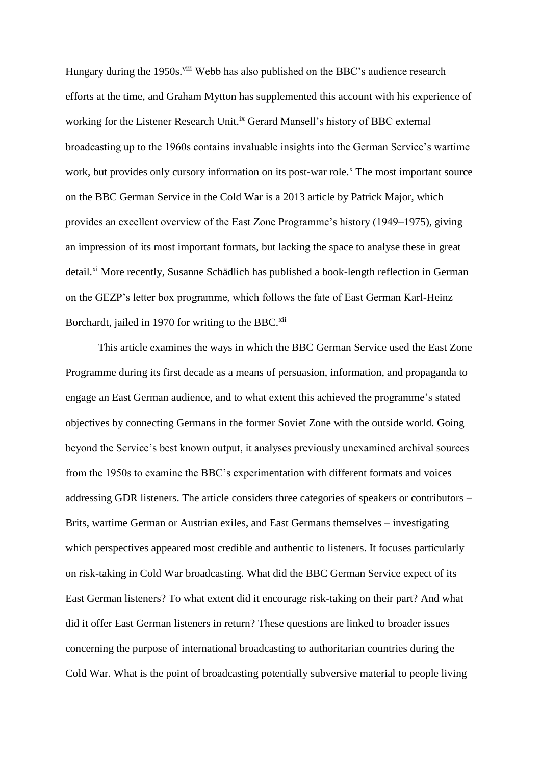Hungary during the 1950s.[viii] Webb has also published on the BBC's audience research efforts at the time, and Graham Mytton has supplemented this account with his experience of working for the Listener Research Unit.[ix] Gerard Mansell's history of BBC external broadcasting up to the 1960s contains invaluable insights into the German Service's wartime work, but provides only cursory information on its post-war role.[x] The most important source on the BBC German Service in the Cold War is a 2013 article by Patrick Major, which provides an excellent overview of the East Zone Programme's history (1949–1975), giving an impression of its most important formats, but lacking the space to analyse these in great detail.[xi] More recently, Susanne Schädlich has published a book-length reflection in German on the GEZP's letter box programme, which follows the fate of East German Karl-Heinz Borchardt, jailed in 1970 for writing to the BBC.[xii]

This article examines the ways in which the BBC German Service used the East Zone Programme during its first decade as a means of persuasion, information, and propaganda to engage an East German audience, and to what extent this achieved the programme's stated objectives by connecting Germans in the former Soviet Zone with the outside world. Going beyond the Service's best known output, it analyses previously unexamined archival sources from the 1950s to examine the BBC's experimentation with different formats and voices addressing GDR listeners. The article considers three categories of speakers or contributors – Brits, wartime German or Austrian exiles, and East Germans themselves – investigating which perspectives appeared most credible and authentic to listeners. It focuses particularly on risk-taking in Cold War broadcasting. What did the BBC German Service expect of its East German listeners? To what extent did it encourage risk-taking on their part? And what did it offer East German listeners in return? These questions are linked to broader issues concerning the purpose of international broadcasting to authoritarian countries during the Cold War. What is the point of broadcasting potentially subversive material to people living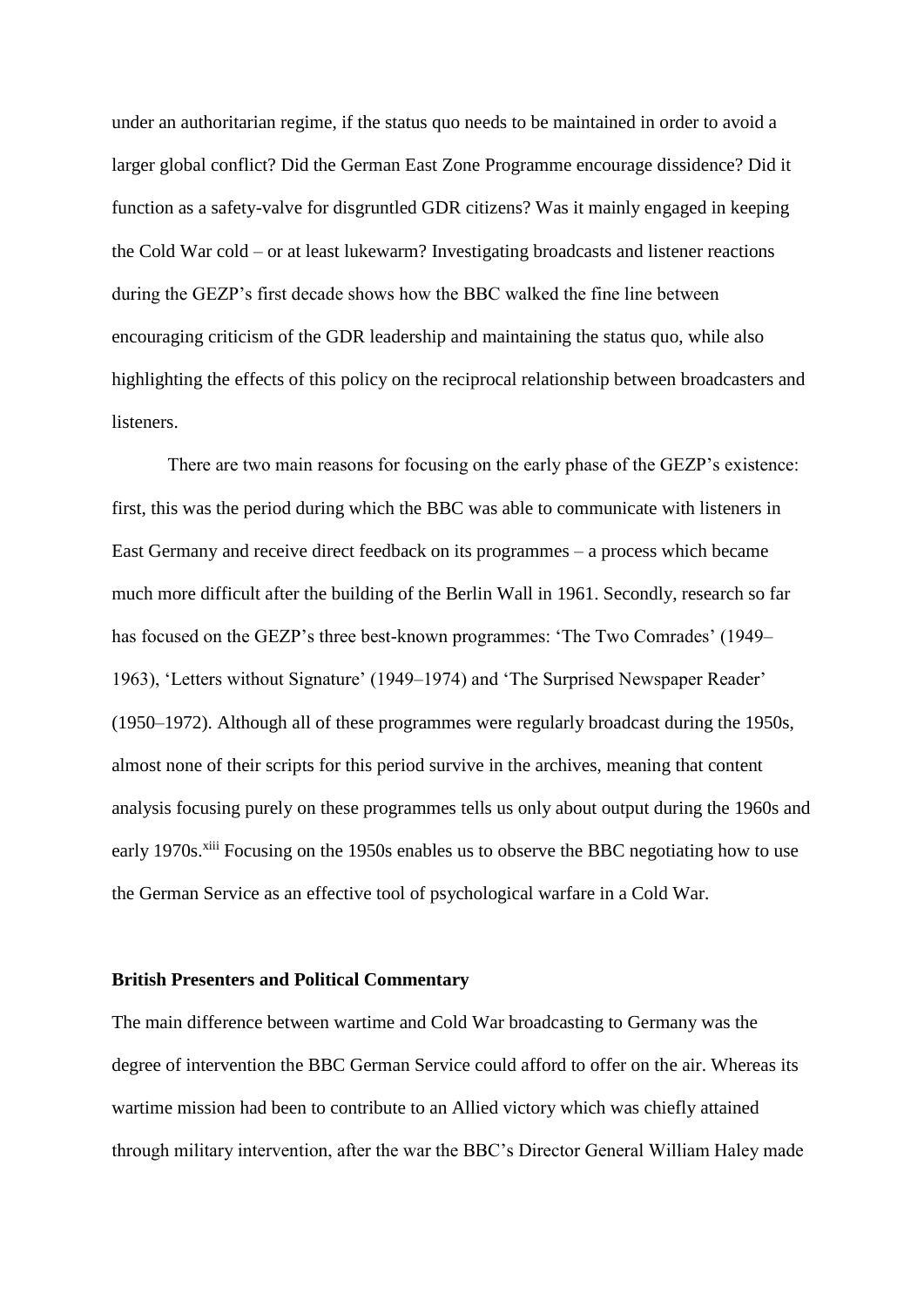under an authoritarian regime, if the status quo needs to be maintained in order to avoid a larger global conflict? Did the German East Zone Programme encourage dissidence? Did it function as a safety-valve for disgruntled GDR citizens? Was it mainly engaged in keeping the Cold War cold – or at least lukewarm? Investigating broadcasts and listener reactions during the GEZP's first decade shows how the BBC walked the fine line between encouraging criticism of the GDR leadership and maintaining the status quo, while also highlighting the effects of this policy on the reciprocal relationship between broadcasters and listeners.

There are two main reasons for focusing on the early phase of the GEZP's existence: first, this was the period during which the BBC was able to communicate with listeners in East Germany and receive direct feedback on its programmes – a process which became much more difficult after the building of the Berlin Wall in 1961. Secondly, research so far has focused on the GEZP's three best-known programmes: 'The Two Comrades' (1949–1963), 'Letters without Signature' (1949–1974) and 'The Surprised Newspaper Reader' (1950–1972). Although all of these programmes were regularly broadcast during the 1950s, almost none of their scripts for this period survive in the archives, meaning that content analysis focusing purely on these programmes tells us only about output during the 1960s and early 1970s.[xiii] Focusing on the 1950s enables us to observe the BBC negotiating how to use the German Service as an effective tool of psychological warfare in a Cold War.

## British Presenters and Political Commentary

The main difference between wartime and Cold War broadcasting to Germany was the degree of intervention the BBC German Service could afford to offer on the air. Whereas its wartime mission had been to contribute to an Allied victory which was chiefly attained through military intervention, after the war the BBC's Director General William Haley made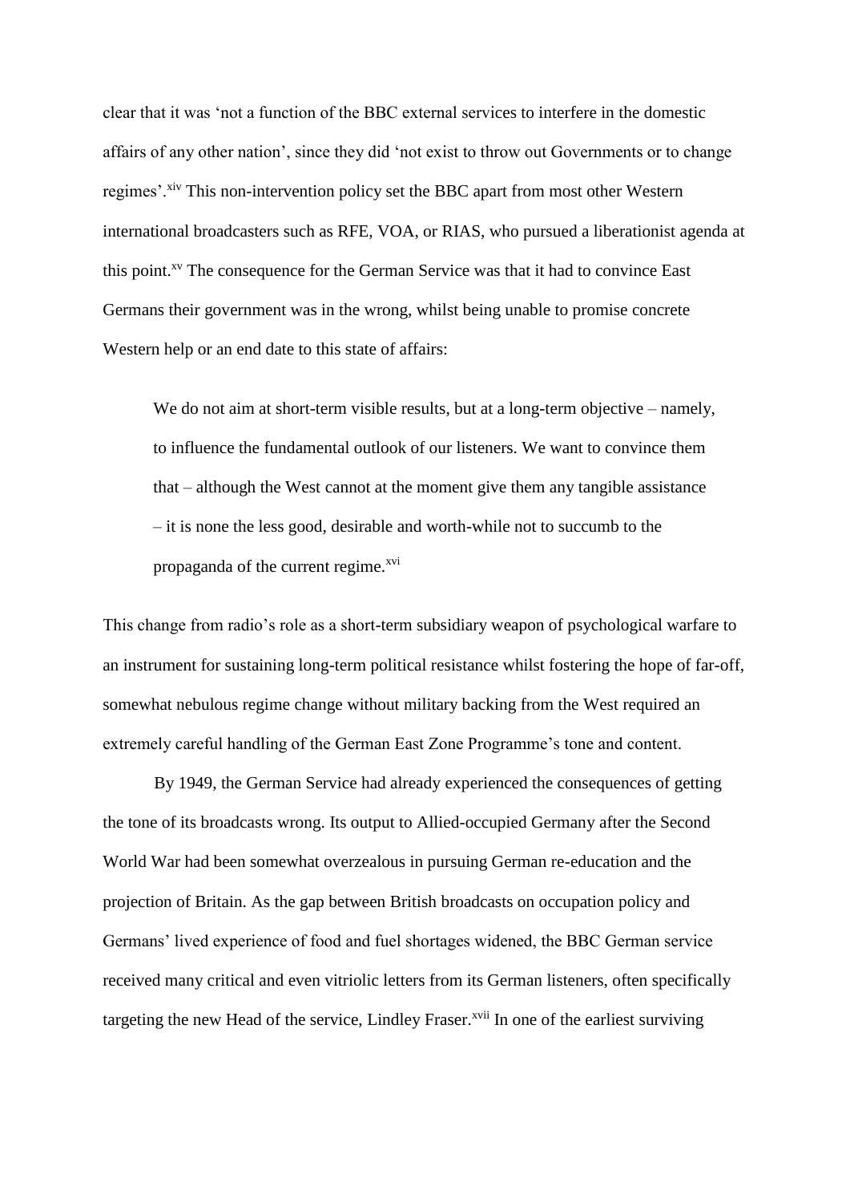clear that it was 'not a function of the BBC external services to interfere in the domestic affairs of any other nation', since they did 'not exist to throw out Governments or to change regimes'.[xiv] This non-intervention policy set the BBC apart from most other Western international broadcasters such as RFE, VOA, or RIAS, who pursued a liberationist agenda at this point.[xv] The consequence for the German Service was that it had to convince East Germans their government was in the wrong, whilst being unable to promise concrete Western help or an end date to this state of affairs:

> We do not aim at short-term visible results, but at a long-term objective – namely, to influence the fundamental outlook of our listeners. We want to convince them that – although the West cannot at the moment give them any tangible assistance – it is none the less good, desirable and worth-while not to succumb to the propaganda of the current regime.[xvi]

This change from radio's role as a short-term subsidiary weapon of psychological warfare to an instrument for sustaining long-term political resistance whilst fostering the hope of far-off, somewhat nebulous regime change without military backing from the West required an extremely careful handling of the German East Zone Programme's tone and content.

By 1949, the German Service had already experienced the consequences of getting the tone of its broadcasts wrong. Its output to Allied-occupied Germany after the Second World War had been somewhat overzealous in pursuing German re-education and the projection of Britain. As the gap between British broadcasts on occupation policy and Germans' lived experience of food and fuel shortages widened, the BBC German service received many critical and even vitriolic letters from its German listeners, often specifically targeting the new Head of the service, Lindley Fraser.[xvii] In one of the earliest surviving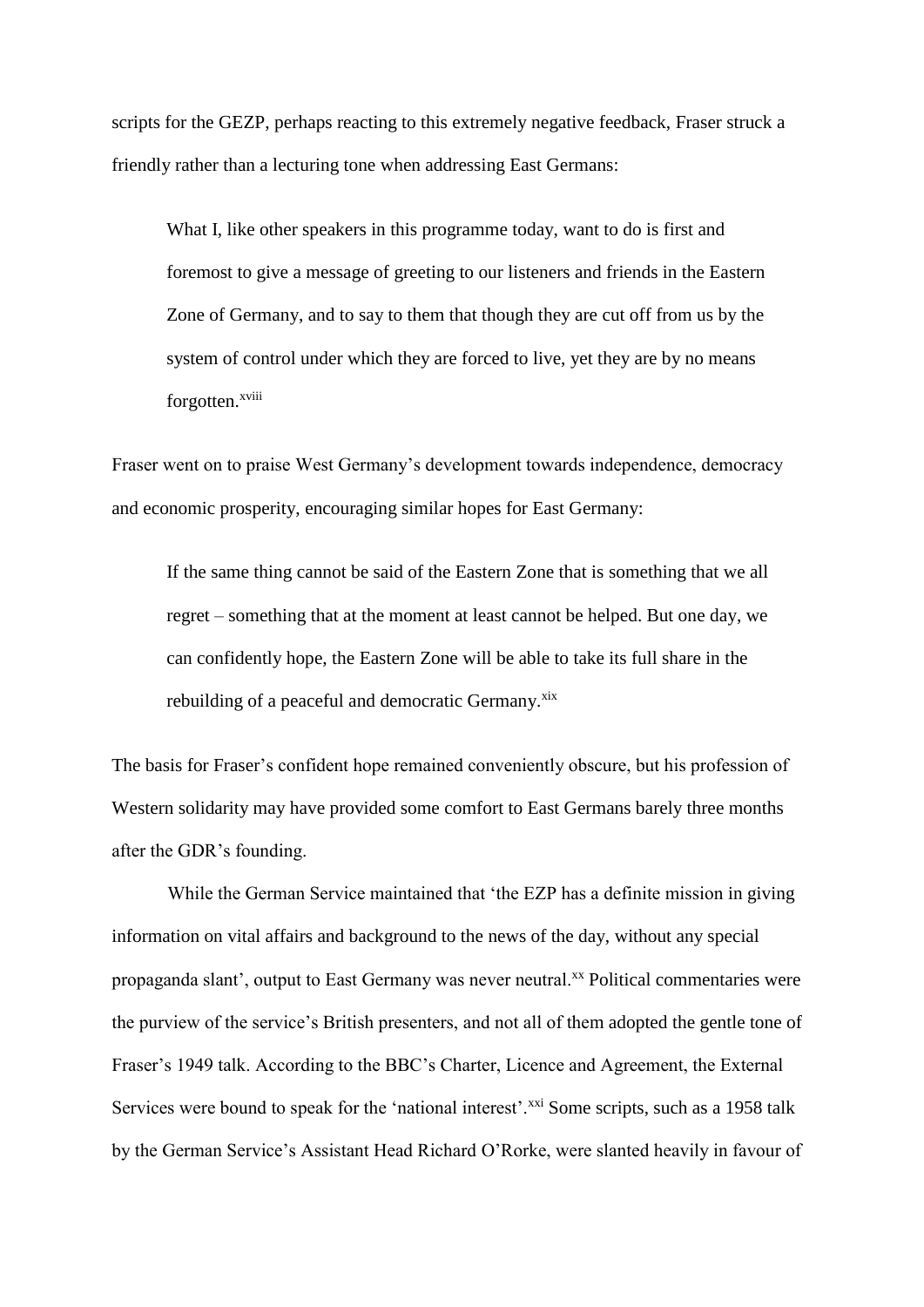scripts for the GEZP, perhaps reacting to this extremely negative feedback, Fraser struck a friendly rather than a lecturing tone when addressing East Germans:

> What I, like other speakers in this programme today, want to do is first and foremost to give a message of greeting to our listeners and friends in the Eastern Zone of Germany, and to say to them that though they are cut off from us by the system of control under which they are forced to live, yet they are by no means forgotten.[xviii]

Fraser went on to praise West Germany's development towards independence, democracy and economic prosperity, encouraging similar hopes for East Germany:

> If the same thing cannot be said of the Eastern Zone that is something that we all regret – something that at the moment at least cannot be helped. But one day, we can confidently hope, the Eastern Zone will be able to take its full share in the rebuilding of a peaceful and democratic Germany.[xix]

The basis for Fraser's confident hope remained conveniently obscure, but his profession of Western solidarity may have provided some comfort to East Germans barely three months after the GDR's founding.

While the German Service maintained that 'the EZP has a definite mission in giving information on vital affairs and background to the news of the day, without any special propaganda slant', output to East Germany was never neutral.[xx] Political commentaries were the purview of the service's British presenters, and not all of them adopted the gentle tone of Fraser's 1949 talk. According to the BBC's Charter, Licence and Agreement, the External Services were bound to speak for the 'national interest'.[xxi] Some scripts, such as a 1958 talk by the German Service's Assistant Head Richard O'Rorke, were slanted heavily in favour of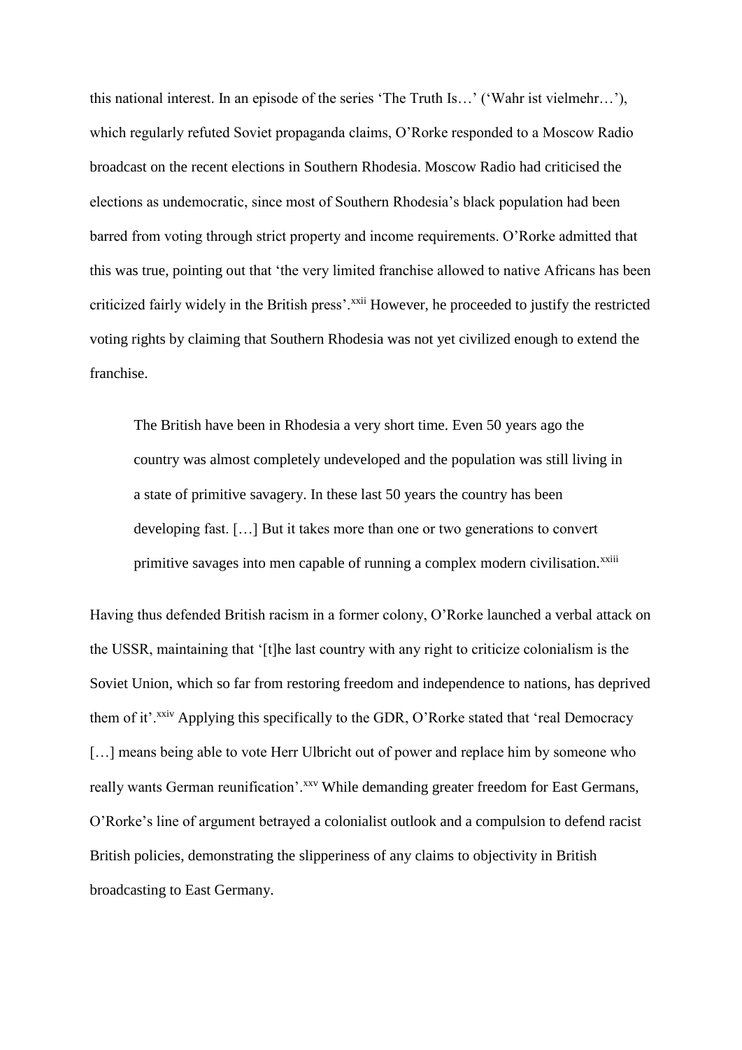this national interest. In an episode of the series 'The Truth Is…' ('Wahr ist vielmehr…'), which regularly refuted Soviet propaganda claims, O'Rorke responded to a Moscow Radio broadcast on the recent elections in Southern Rhodesia. Moscow Radio had criticised the elections as undemocratic, since most of Southern Rhodesia's black population had been barred from voting through strict property and income requirements. O'Rorke admitted that this was true, pointing out that 'the very limited franchise allowed to native Africans has been criticized fairly widely in the British press'.[xxii] However, he proceeded to justify the restricted voting rights by claiming that Southern Rhodesia was not yet civilized enough to extend the franchise.

> The British have been in Rhodesia a very short time. Even 50 years ago the country was almost completely undeveloped and the population was still living in a state of primitive savagery. In these last 50 years the country has been developing fast. […] But it takes more than one or two generations to convert primitive savages into men capable of running a complex modern civilisation.[xxiii]

Having thus defended British racism in a former colony, O'Rorke launched a verbal attack on the USSR, maintaining that '[t]he last country with any right to criticize colonialism is the Soviet Union, which so far from restoring freedom and independence to nations, has deprived them of it'.[xxiv] Applying this specifically to the GDR, O'Rorke stated that 'real Democracy […] means being able to vote Herr Ulbricht out of power and replace him by someone who really wants German reunification'.[xxv] While demanding greater freedom for East Germans, O'Rorke's line of argument betrayed a colonialist outlook and a compulsion to defend racist British policies, demonstrating the slipperiness of any claims to objectivity in British broadcasting to East Germany.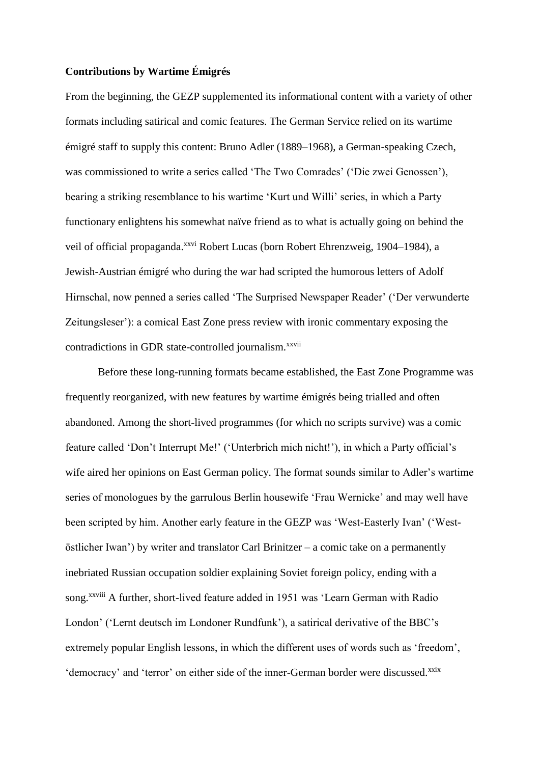**Contributions by Wartime Émigrés**

From the beginning, the GEZP supplemented its informational content with a variety of other formats including satirical and comic features. The German Service relied on its wartime émigré staff to supply this content: Bruno Adler (1889–1968), a German-speaking Czech, was commissioned to write a series called 'The Two Comrades' ('Die zwei Genossen'), bearing a striking resemblance to his wartime 'Kurt und Willi' series, in which a Party functionary enlightens his somewhat naïve friend as to what is actually going on behind the veil of official propaganda.[xxvi] Robert Lucas (born Robert Ehrenzweig, 1904–1984), a Jewish-Austrian émigré who during the war had scripted the humorous letters of Adolf Hirnschal, now penned a series called 'The Surprised Newspaper Reader' ('Der verwunderte Zeitungsleser'): a comical East Zone press review with ironic commentary exposing the contradictions in GDR state-controlled journalism.[xxvii]

Before these long-running formats became established, the East Zone Programme was frequently reorganized, with new features by wartime émigrés being trialled and often abandoned. Among the short-lived programmes (for which no scripts survive) was a comic feature called 'Don't Interrupt Me!' ('Unterbrich mich nicht!'), in which a Party official's wife aired her opinions on East German policy. The format sounds similar to Adler's wartime series of monologues by the garrulous Berlin housewife 'Frau Wernicke' and may well have been scripted by him. Another early feature in the GEZP was 'West-Easterly Ivan' ('West-östlicher Iwan') by writer and translator Carl Brinitzer – a comic take on a permanently inebriated Russian occupation soldier explaining Soviet foreign policy, ending with a song.[xxviii] A further, short-lived feature added in 1951 was 'Learn German with Radio London' ('Lernt deutsch im Londoner Rundfunk'), a satirical derivative of the BBC's extremely popular English lessons, in which the different uses of words such as 'freedom', 'democracy' and 'terror' on either side of the inner-German border were discussed.[xxix]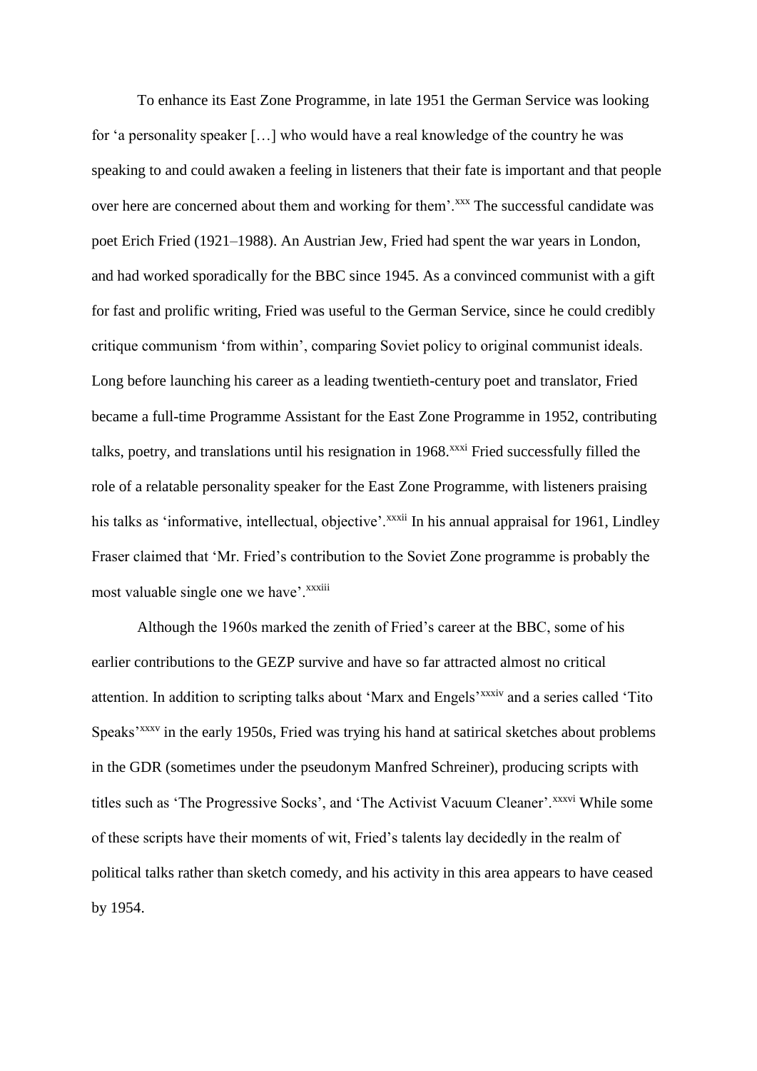To enhance its East Zone Programme, in late 1951 the German Service was looking for 'a personality speaker […] who would have a real knowledge of the country he was speaking to and could awaken a feeling in listeners that their fate is important and that people over here are concerned about them and working for them'.[xxx] The successful candidate was poet Erich Fried (1921–1988). An Austrian Jew, Fried had spent the war years in London, and had worked sporadically for the BBC since 1945. As a convinced communist with a gift for fast and prolific writing, Fried was useful to the German Service, since he could credibly critique communism 'from within', comparing Soviet policy to original communist ideals. Long before launching his career as a leading twentieth-century poet and translator, Fried became a full-time Programme Assistant for the East Zone Programme in 1952, contributing talks, poetry, and translations until his resignation in 1968.[xxxi] Fried successfully filled the role of a relatable personality speaker for the East Zone Programme, with listeners praising his talks as 'informative, intellectual, objective'.[xxxii] In his annual appraisal for 1961, Lindley Fraser claimed that 'Mr. Fried's contribution to the Soviet Zone programme is probably the most valuable single one we have'.[xxxiii]

Although the 1960s marked the zenith of Fried's career at the BBC, some of his earlier contributions to the GEZP survive and have so far attracted almost no critical attention. In addition to scripting talks about 'Marx and Engels'[xxxiv] and a series called 'Tito Speaks'[xxxv] in the early 1950s, Fried was trying his hand at satirical sketches about problems in the GDR (sometimes under the pseudonym Manfred Schreiner), producing scripts with titles such as 'The Progressive Socks', and 'The Activist Vacuum Cleaner'.[xxxvi] While some of these scripts have their moments of wit, Fried's talents lay decidedly in the realm of political talks rather than sketch comedy, and his activity in this area appears to have ceased by 1954.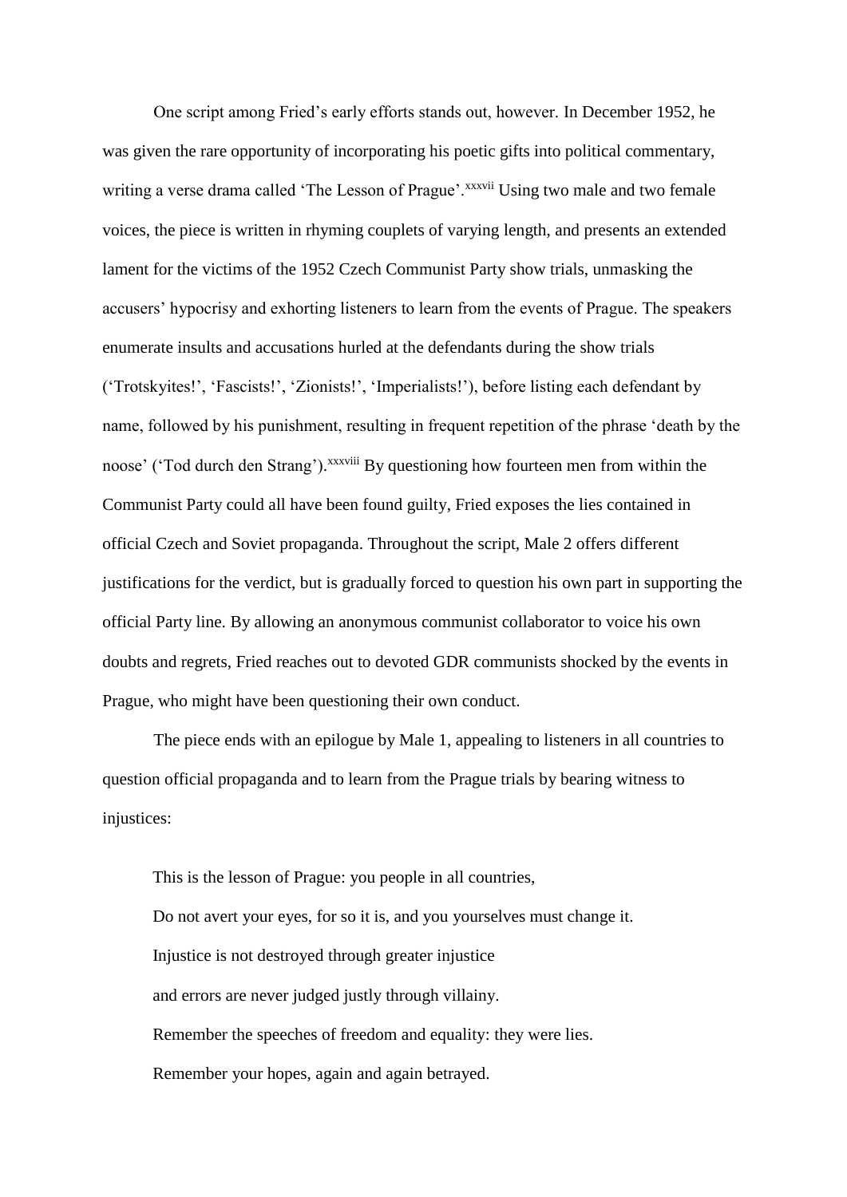One script among Fried's early efforts stands out, however. In December 1952, he was given the rare opportunity of incorporating his poetic gifts into political commentary, writing a verse drama called 'The Lesson of Prague'.[xxxvii] Using two male and two female voices, the piece is written in rhyming couplets of varying length, and presents an extended lament for the victims of the 1952 Czech Communist Party show trials, unmasking the accusers' hypocrisy and exhorting listeners to learn from the events of Prague. The speakers enumerate insults and accusations hurled at the defendants during the show trials ('Trotskyites!', 'Fascists!', 'Zionists!', 'Imperialists!'), before listing each defendant by name, followed by his punishment, resulting in frequent repetition of the phrase 'death by the noose' ('Tod durch den Strang').[xxxviii] By questioning how fourteen men from within the Communist Party could all have been found guilty, Fried exposes the lies contained in official Czech and Soviet propaganda. Throughout the script, Male 2 offers different justifications for the verdict, but is gradually forced to question his own part in supporting the official Party line. By allowing an anonymous communist collaborator to voice his own doubts and regrets, Fried reaches out to devoted GDR communists shocked by the events in Prague, who might have been questioning their own conduct.

The piece ends with an epilogue by Male 1, appealing to listeners in all countries to question official propaganda and to learn from the Prague trials by bearing witness to injustices:

> This is the lesson of Prague: you people in all countries,
> Do not avert your eyes, for so it is, and you yourselves must change it.
> Injustice is not destroyed through greater injustice
> and errors are never judged justly through villainy.
> Remember the speeches of freedom and equality: they were lies.
> Remember your hopes, again and again betrayed.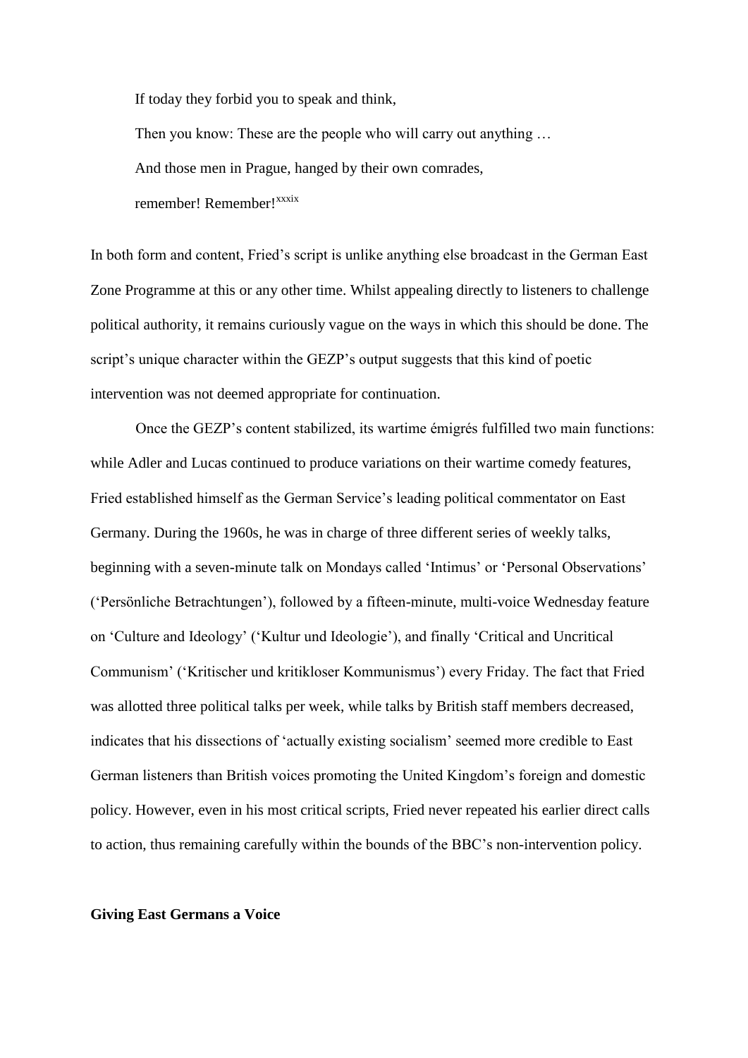If today they forbid you to speak and think,

Then you know: These are the people who will carry out anything …

And those men in Prague, hanged by their own comrades,

remember! Remember![xxxix]

In both form and content, Fried's script is unlike anything else broadcast in the German East Zone Programme at this or any other time. Whilst appealing directly to listeners to challenge political authority, it remains curiously vague on the ways in which this should be done. The script's unique character within the GEZP's output suggests that this kind of poetic intervention was not deemed appropriate for continuation.

Once the GEZP's content stabilized, its wartime émigrés fulfilled two main functions: while Adler and Lucas continued to produce variations on their wartime comedy features, Fried established himself as the German Service's leading political commentator on East Germany. During the 1960s, he was in charge of three different series of weekly talks, beginning with a seven-minute talk on Mondays called 'Intimus' or 'Personal Observations' ('Persönliche Betrachtungen'), followed by a fifteen-minute, multi-voice Wednesday feature on 'Culture and Ideology' ('Kultur und Ideologie'), and finally 'Critical and Uncritical Communism' ('Kritischer und kritikloser Kommunismus') every Friday. The fact that Fried was allotted three political talks per week, while talks by British staff members decreased, indicates that his dissections of 'actually existing socialism' seemed more credible to East German listeners than British voices promoting the United Kingdom's foreign and domestic policy. However, even in his most critical scripts, Fried never repeated his earlier direct calls to action, thus remaining carefully within the bounds of the BBC's non-intervention policy.

**Giving East Germans a Voice**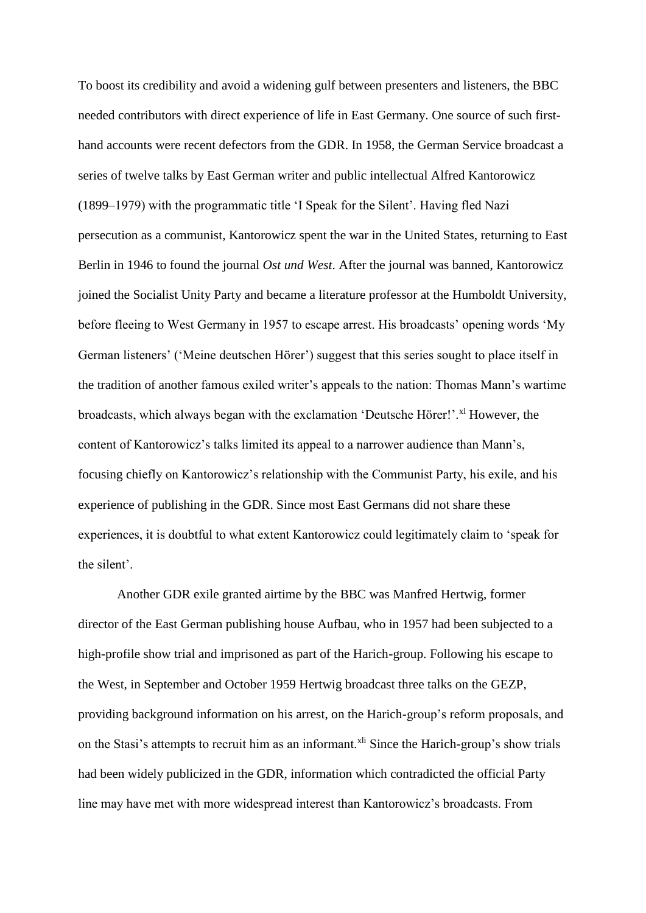To boost its credibility and avoid a widening gulf between presenters and listeners, the BBC needed contributors with direct experience of life in East Germany. One source of such first-hand accounts were recent defectors from the GDR. In 1958, the German Service broadcast a series of twelve talks by East German writer and public intellectual Alfred Kantorowicz (1899–1979) with the programmatic title 'I Speak for the Silent'. Having fled Nazi persecution as a communist, Kantorowicz spent the war in the United States, returning to East Berlin in 1946 to found the journal *Ost und West*. After the journal was banned, Kantorowicz joined the Socialist Unity Party and became a literature professor at the Humboldt University, before fleeing to West Germany in 1957 to escape arrest. His broadcasts' opening words 'My German listeners' ('Meine deutschen Hörer') suggest that this series sought to place itself in the tradition of another famous exiled writer's appeals to the nation: Thomas Mann's wartime broadcasts, which always began with the exclamation 'Deutsche Hörer!'.[xl] However, the content of Kantorowicz's talks limited its appeal to a narrower audience than Mann's, focusing chiefly on Kantorowicz's relationship with the Communist Party, his exile, and his experience of publishing in the GDR. Since most East Germans did not share these experiences, it is doubtful to what extent Kantorowicz could legitimately claim to 'speak for the silent'.

Another GDR exile granted airtime by the BBC was Manfred Hertwig, former director of the East German publishing house Aufbau, who in 1957 had been subjected to a high-profile show trial and imprisoned as part of the Harich-group. Following his escape to the West, in September and October 1959 Hertwig broadcast three talks on the GEZP, providing background information on his arrest, on the Harich-group's reform proposals, and on the Stasi's attempts to recruit him as an informant.[xli] Since the Harich-group's show trials had been widely publicized in the GDR, information which contradicted the official Party line may have met with more widespread interest than Kantorowicz's broadcasts. From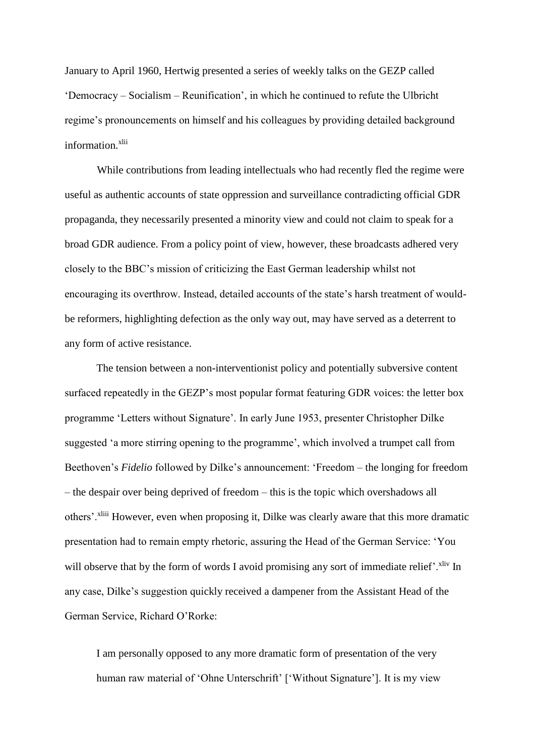January to April 1960, Hertwig presented a series of weekly talks on the GEZP called 'Democracy – Socialism – Reunification', in which he continued to refute the Ulbricht regime's pronouncements on himself and his colleagues by providing detailed background information.[xlii]

While contributions from leading intellectuals who had recently fled the regime were useful as authentic accounts of state oppression and surveillance contradicting official GDR propaganda, they necessarily presented a minority view and could not claim to speak for a broad GDR audience. From a policy point of view, however, these broadcasts adhered very closely to the BBC's mission of criticizing the East German leadership whilst not encouraging its overthrow. Instead, detailed accounts of the state's harsh treatment of would-be reformers, highlighting defection as the only way out, may have served as a deterrent to any form of active resistance.

The tension between a non-interventionist policy and potentially subversive content surfaced repeatedly in the GEZP's most popular format featuring GDR voices: the letter box programme 'Letters without Signature'. In early June 1953, presenter Christopher Dilke suggested 'a more stirring opening to the programme', which involved a trumpet call from Beethoven's *Fidelio* followed by Dilke's announcement: 'Freedom – the longing for freedom – the despair over being deprived of freedom – this is the topic which overshadows all others'.[xliii] However, even when proposing it, Dilke was clearly aware that this more dramatic presentation had to remain empty rhetoric, assuring the Head of the German Service: 'You will observe that by the form of words I avoid promising any sort of immediate relief'.[xliv] In any case, Dilke's suggestion quickly received a dampener from the Assistant Head of the German Service, Richard O'Rorke:

> I am personally opposed to any more dramatic form of presentation of the very human raw material of 'Ohne Unterschrift' ['Without Signature']. It is my view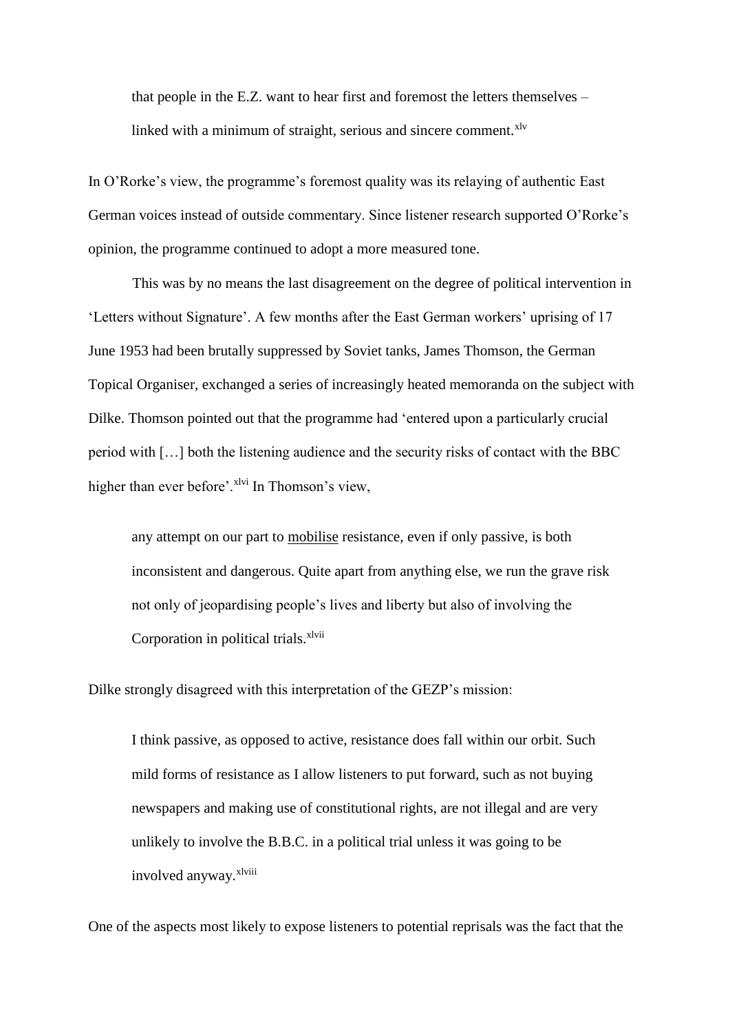> that people in the E.Z. want to hear first and foremost the letters themselves – linked with a minimum of straight, serious and sincere comment.[xlv]

In O'Rorke's view, the programme's foremost quality was its relaying of authentic East German voices instead of outside commentary. Since listener research supported O'Rorke's opinion, the programme continued to adopt a more measured tone.

This was by no means the last disagreement on the degree of political intervention in 'Letters without Signature'. A few months after the East German workers' uprising of 17 June 1953 had been brutally suppressed by Soviet tanks, James Thomson, the German Topical Organiser, exchanged a series of increasingly heated memoranda on the subject with Dilke. Thomson pointed out that the programme had 'entered upon a particularly crucial period with […] both the listening audience and the security risks of contact with the BBC higher than ever before'.[xlvi] In Thomson's view,

> any attempt on our part to <u>mobilise</u> resistance, even if only passive, is both inconsistent and dangerous. Quite apart from anything else, we run the grave risk not only of jeopardising people's lives and liberty but also of involving the Corporation in political trials.[xlvii]

Dilke strongly disagreed with this interpretation of the GEZP's mission:

> I think passive, as opposed to active, resistance does fall within our orbit. Such mild forms of resistance as I allow listeners to put forward, such as not buying newspapers and making use of constitutional rights, are not illegal and are very unlikely to involve the B.B.C. in a political trial unless it was going to be involved anyway.[xlviii]

One of the aspects most likely to expose listeners to potential reprisals was the fact that the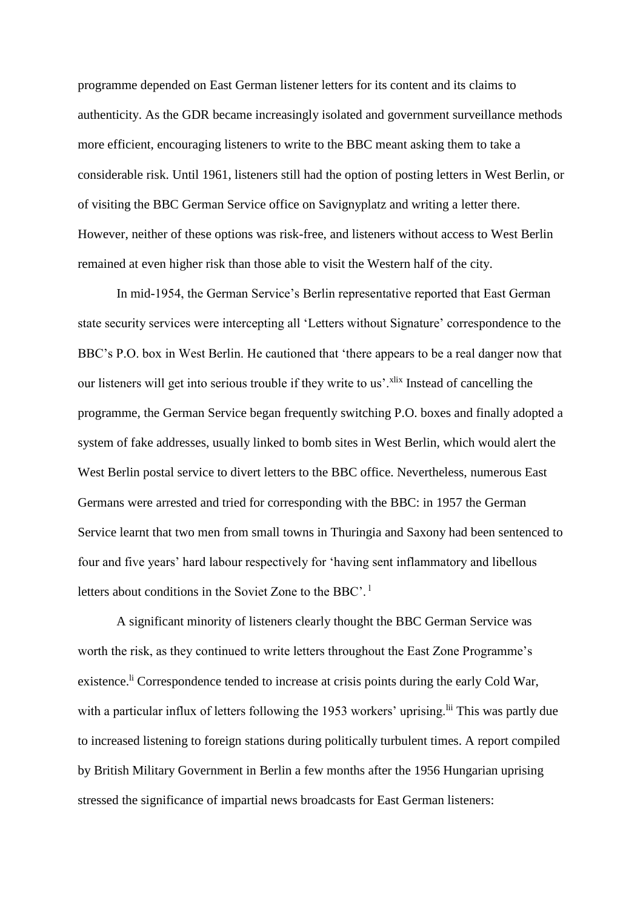programme depended on East German listener letters for its content and its claims to authenticity. As the GDR became increasingly isolated and government surveillance methods more efficient, encouraging listeners to write to the BBC meant asking them to take a considerable risk. Until 1961, listeners still had the option of posting letters in West Berlin, or of visiting the BBC German Service office on Savignyplatz and writing a letter there. However, neither of these options was risk-free, and listeners without access to West Berlin remained at even higher risk than those able to visit the Western half of the city.

In mid-1954, the German Service's Berlin representative reported that East German state security services were intercepting all 'Letters without Signature' correspondence to the BBC's P.O. box in West Berlin. He cautioned that 'there appears to be a real danger now that our listeners will get into serious trouble if they write to us'.[xlix] Instead of cancelling the programme, the German Service began frequently switching P.O. boxes and finally adopted a system of fake addresses, usually linked to bomb sites in West Berlin, which would alert the West Berlin postal service to divert letters to the BBC office. Nevertheless, numerous East Germans were arrested and tried for corresponding with the BBC: in 1957 the German Service learnt that two men from small towns in Thuringia and Saxony had been sentenced to four and five years' hard labour respectively for 'having sent inflammatory and libellous letters about conditions in the Soviet Zone to the BBC'.[l]

A significant minority of listeners clearly thought the BBC German Service was worth the risk, as they continued to write letters throughout the East Zone Programme's existence.[li] Correspondence tended to increase at crisis points during the early Cold War, with a particular influx of letters following the 1953 workers' uprising.[lii] This was partly due to increased listening to foreign stations during politically turbulent times. A report compiled by British Military Government in Berlin a few months after the 1956 Hungarian uprising stressed the significance of impartial news broadcasts for East German listeners: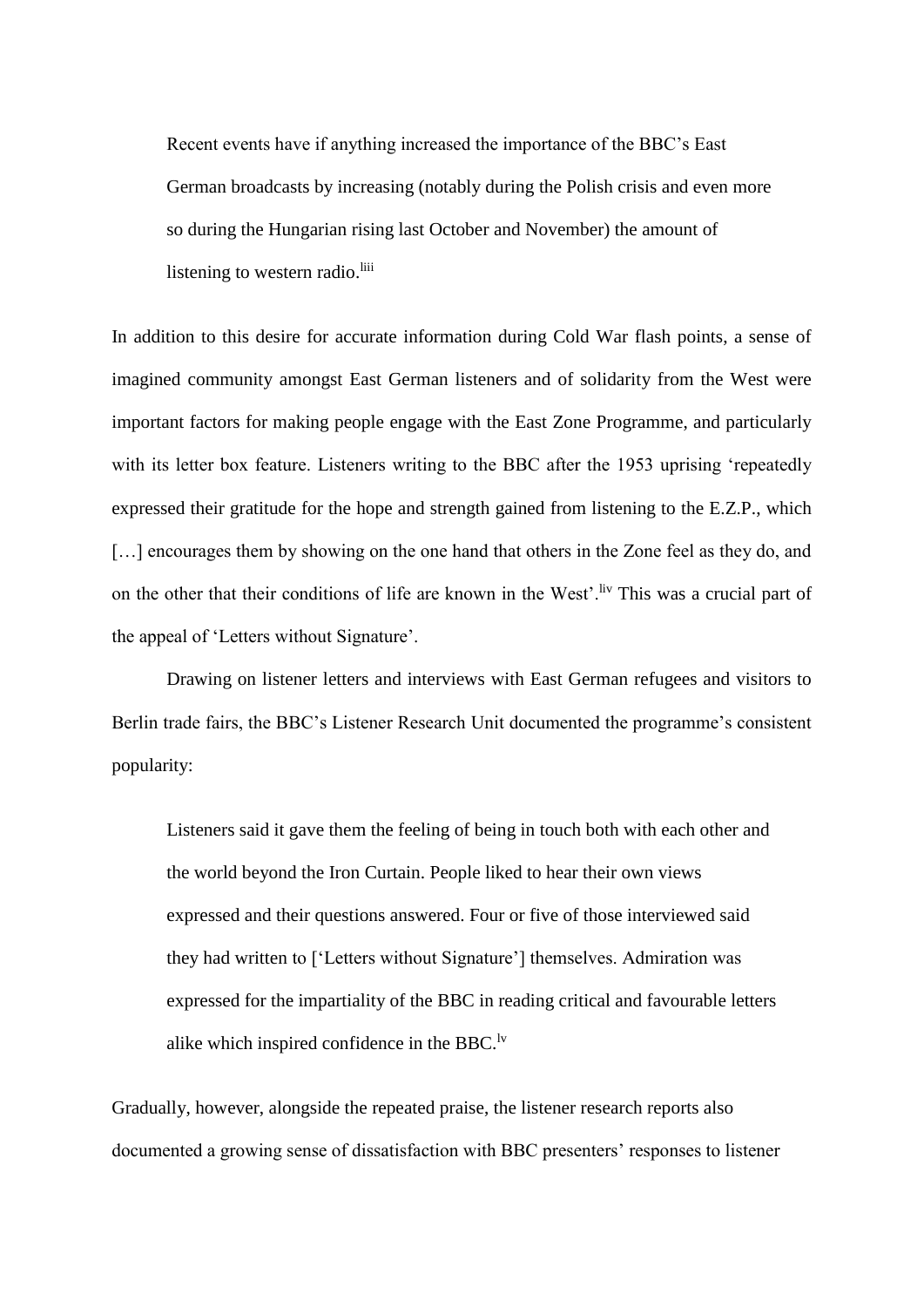> Recent events have if anything increased the importance of the BBC's East German broadcasts by increasing (notably during the Polish crisis and even more so during the Hungarian rising last October and November) the amount of listening to western radio.[liii]

In addition to this desire for accurate information during Cold War flash points, a sense of imagined community amongst East German listeners and of solidarity from the West were important factors for making people engage with the East Zone Programme, and particularly with its letter box feature. Listeners writing to the BBC after the 1953 uprising 'repeatedly expressed their gratitude for the hope and strength gained from listening to the E.Z.P., which […] encourages them by showing on the one hand that others in the Zone feel as they do, and on the other that their conditions of life are known in the West'.[liv] This was a crucial part of the appeal of 'Letters without Signature'.

Drawing on listener letters and interviews with East German refugees and visitors to Berlin trade fairs, the BBC's Listener Research Unit documented the programme's consistent popularity:

> Listeners said it gave them the feeling of being in touch both with each other and the world beyond the Iron Curtain. People liked to hear their own views expressed and their questions answered. Four or five of those interviewed said they had written to ['Letters without Signature'] themselves. Admiration was expressed for the impartiality of the BBC in reading critical and favourable letters alike which inspired confidence in the BBC.[lv]

Gradually, however, alongside the repeated praise, the listener research reports also documented a growing sense of dissatisfaction with BBC presenters' responses to listener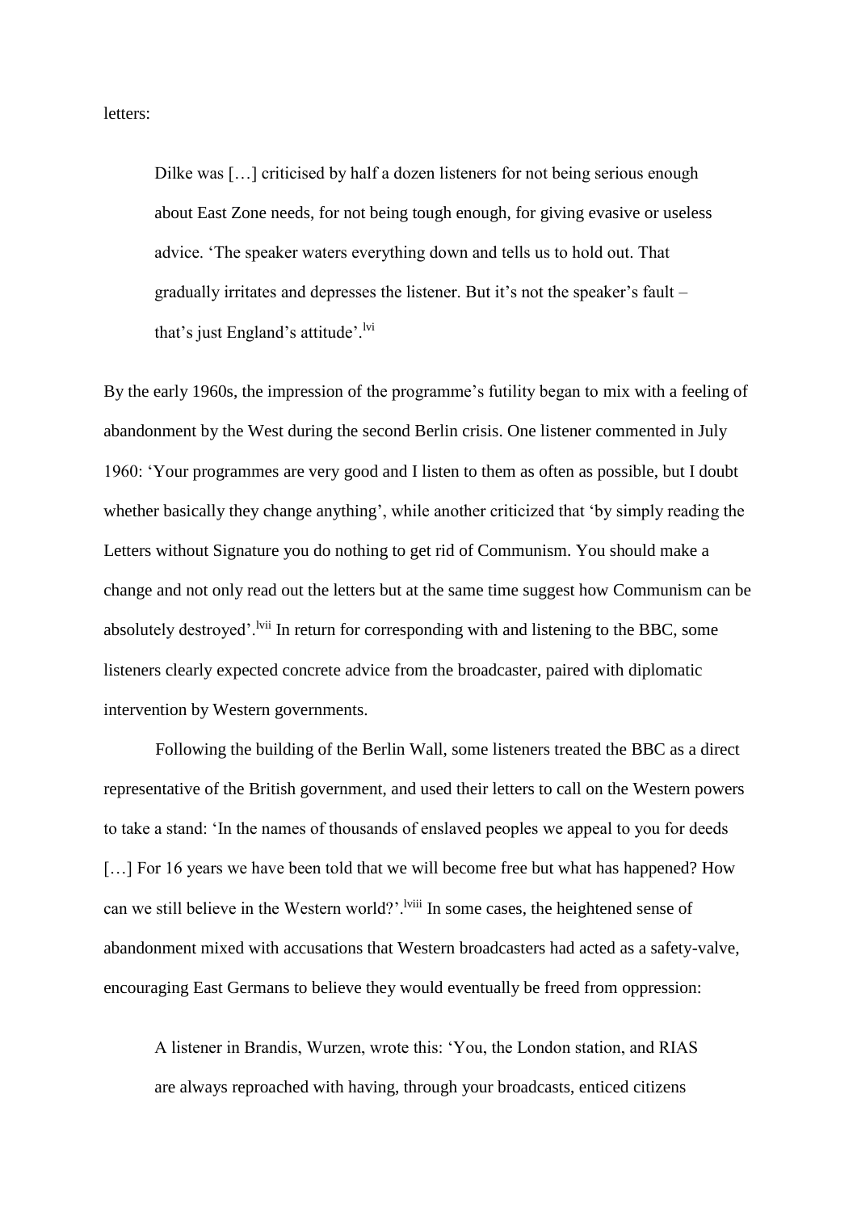letters:

> Dilke was […] criticised by half a dozen listeners for not being serious enough about East Zone needs, for not being tough enough, for giving evasive or useless advice. 'The speaker waters everything down and tells us to hold out. That gradually irritates and depresses the listener. But it's not the speaker's fault – that's just England's attitude'.[lvi]

By the early 1960s, the impression of the programme's futility began to mix with a feeling of abandonment by the West during the second Berlin crisis. One listener commented in July 1960: 'Your programmes are very good and I listen to them as often as possible, but I doubt whether basically they change anything', while another criticized that 'by simply reading the Letters without Signature you do nothing to get rid of Communism. You should make a change and not only read out the letters but at the same time suggest how Communism can be absolutely destroyed'.[lvii] In return for corresponding with and listening to the BBC, some listeners clearly expected concrete advice from the broadcaster, paired with diplomatic intervention by Western governments.

Following the building of the Berlin Wall, some listeners treated the BBC as a direct representative of the British government, and used their letters to call on the Western powers to take a stand: 'In the names of thousands of enslaved peoples we appeal to you for deeds […] For 16 years we have been told that we will become free but what has happened? How can we still believe in the Western world?'.[lviii] In some cases, the heightened sense of abandonment mixed with accusations that Western broadcasters had acted as a safety-valve, encouraging East Germans to believe they would eventually be freed from oppression:

> A listener in Brandis, Wurzen, wrote this: 'You, the London station, and RIAS are always reproached with having, through your broadcasts, enticed citizens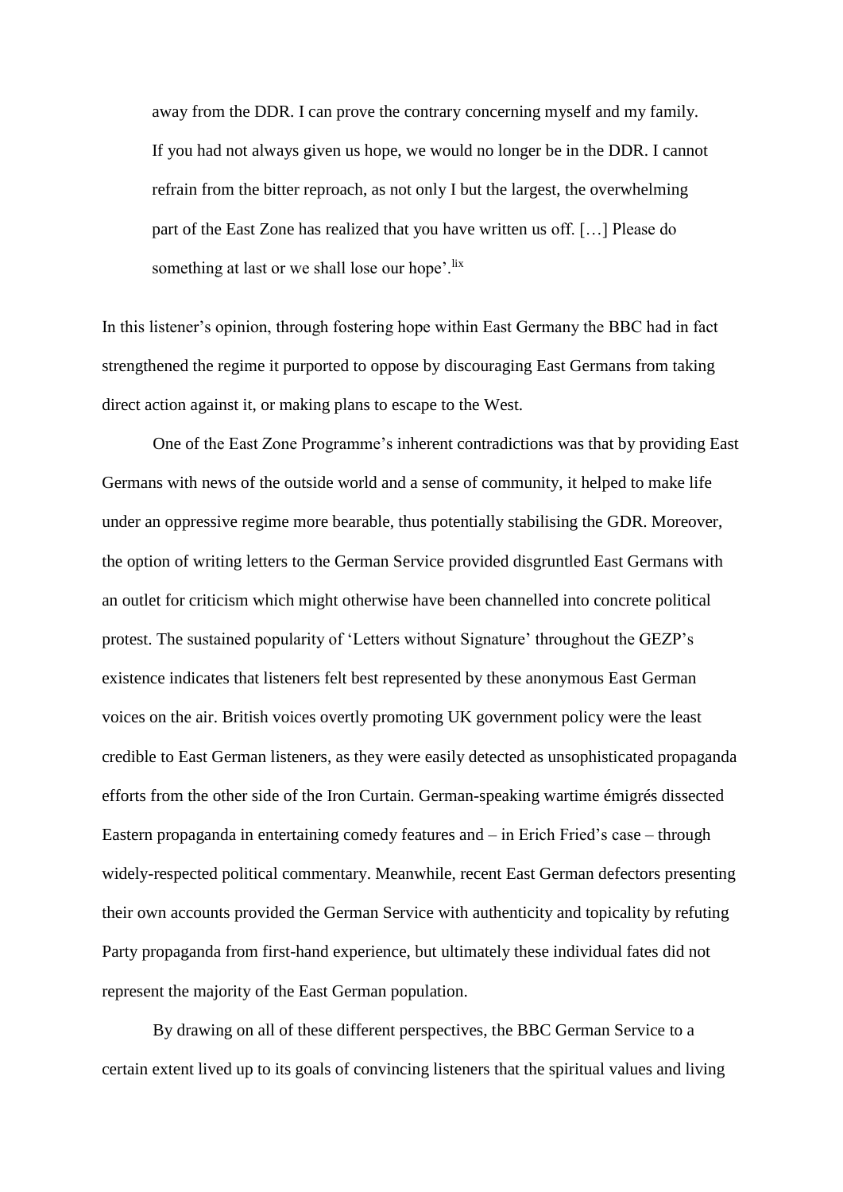> away from the DDR. I can prove the contrary concerning myself and my family. If you had not always given us hope, we would no longer be in the DDR. I cannot refrain from the bitter reproach, as not only I but the largest, the overwhelming part of the East Zone has realized that you have written us off. […] Please do something at last or we shall lose our hope'.[lix]

In this listener's opinion, through fostering hope within East Germany the BBC had in fact strengthened the regime it purported to oppose by discouraging East Germans from taking direct action against it, or making plans to escape to the West.

One of the East Zone Programme's inherent contradictions was that by providing East Germans with news of the outside world and a sense of community, it helped to make life under an oppressive regime more bearable, thus potentially stabilising the GDR. Moreover, the option of writing letters to the German Service provided disgruntled East Germans with an outlet for criticism which might otherwise have been channelled into concrete political protest. The sustained popularity of 'Letters without Signature' throughout the GEZP's existence indicates that listeners felt best represented by these anonymous East German voices on the air. British voices overtly promoting UK government policy were the least credible to East German listeners, as they were easily detected as unsophisticated propaganda efforts from the other side of the Iron Curtain. German-speaking wartime émigrés dissected Eastern propaganda in entertaining comedy features and – in Erich Fried's case – through widely-respected political commentary. Meanwhile, recent East German defectors presenting their own accounts provided the German Service with authenticity and topicality by refuting Party propaganda from first-hand experience, but ultimately these individual fates did not represent the majority of the East German population.

By drawing on all of these different perspectives, the BBC German Service to a certain extent lived up to its goals of convincing listeners that the spiritual values and living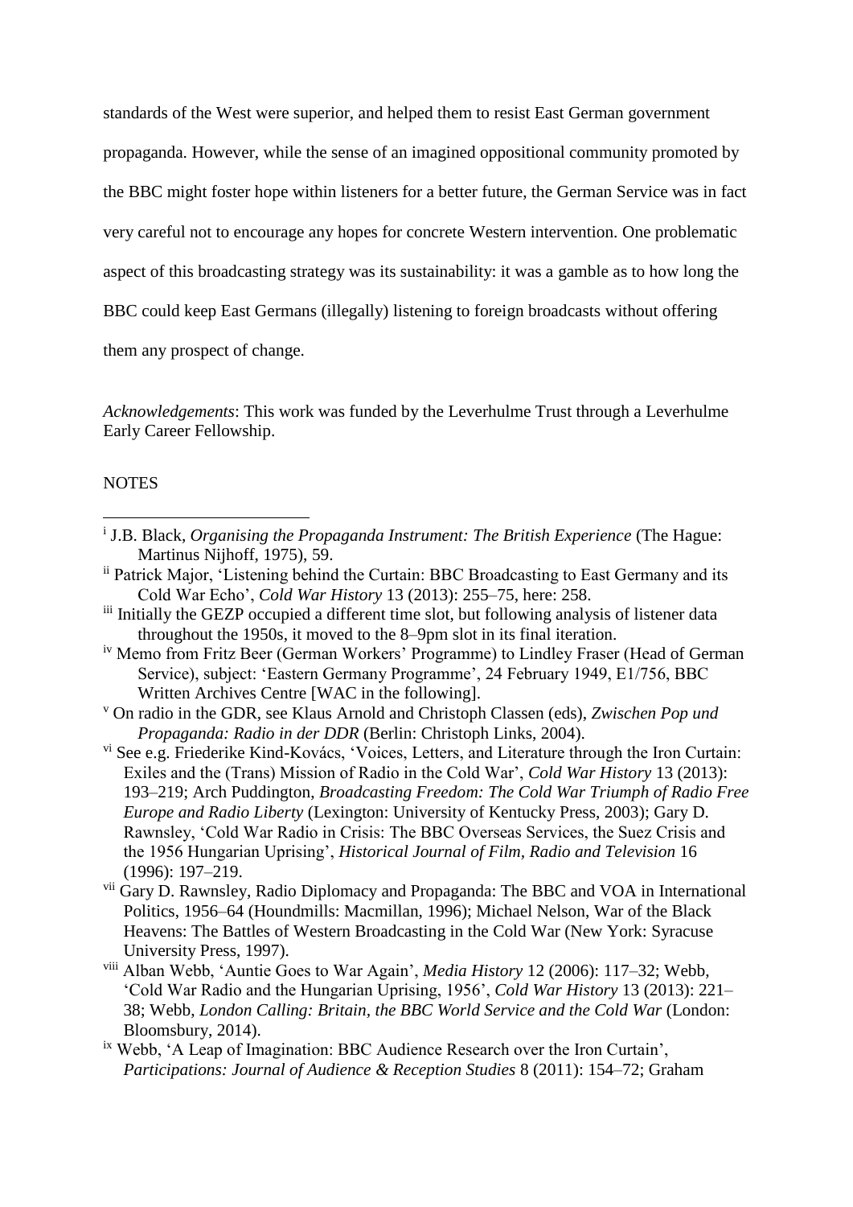standards of the West were superior, and helped them to resist East German government propaganda. However, while the sense of an imagined oppositional community promoted by the BBC might foster hope within listeners for a better future, the German Service was in fact very careful not to encourage any hopes for concrete Western intervention. One problematic aspect of this broadcasting strategy was its sustainability: it was a gamble as to how long the BBC could keep East Germans (illegally) listening to foreign broadcasts without offering them any prospect of change.

*Acknowledgements*: This work was funded by the Leverhulme Trust through a Leverhulme Early Career Fellowship.

NOTES

[i] J.B. Black, *Organising the Propaganda Instrument: The British Experience* (The Hague: Martinus Nijhoff, 1975), 59.

[ii] Patrick Major, 'Listening behind the Curtain: BBC Broadcasting to East Germany and its Cold War Echo', *Cold War History* 13 (2013): 255–75, here: 258.

[iii] Initially the GEZP occupied a different time slot, but following analysis of listener data throughout the 1950s, it moved to the 8–9pm slot in its final iteration.

[iv] Memo from Fritz Beer (German Workers' Programme) to Lindley Fraser (Head of German Service), subject: 'Eastern Germany Programme', 24 February 1949, E1/756, BBC Written Archives Centre [WAC in the following].

[v] On radio in the GDR, see Klaus Arnold and Christoph Classen (eds), *Zwischen Pop und Propaganda: Radio in der DDR* (Berlin: Christoph Links, 2004).

[vi] See e.g. Friederike Kind-Kovács, 'Voices, Letters, and Literature through the Iron Curtain: Exiles and the (Trans) Mission of Radio in the Cold War', *Cold War History* 13 (2013): 193–219; Arch Puddington, *Broadcasting Freedom: The Cold War Triumph of Radio Free Europe and Radio Liberty* (Lexington: University of Kentucky Press, 2003); Gary D. Rawnsley, 'Cold War Radio in Crisis: The BBC Overseas Services, the Suez Crisis and the 1956 Hungarian Uprising', *Historical Journal of Film, Radio and Television* 16 (1996): 197–219.

[vii] Gary D. Rawnsley, Radio Diplomacy and Propaganda: The BBC and VOA in International Politics, 1956–64 (Houndmills: Macmillan, 1996); Michael Nelson, War of the Black Heavens: The Battles of Western Broadcasting in the Cold War (New York: Syracuse University Press, 1997).

[viii] Alban Webb, 'Auntie Goes to War Again', *Media History* 12 (2006): 117–32; Webb, 'Cold War Radio and the Hungarian Uprising, 1956', *Cold War History* 13 (2013): 221–38; Webb, *London Calling: Britain, the BBC World Service and the Cold War* (London: Bloomsbury, 2014).

[ix] Webb, 'A Leap of Imagination: BBC Audience Research over the Iron Curtain', *Participations: Journal of Audience & Reception Studies* 8 (2011): 154–72; Graham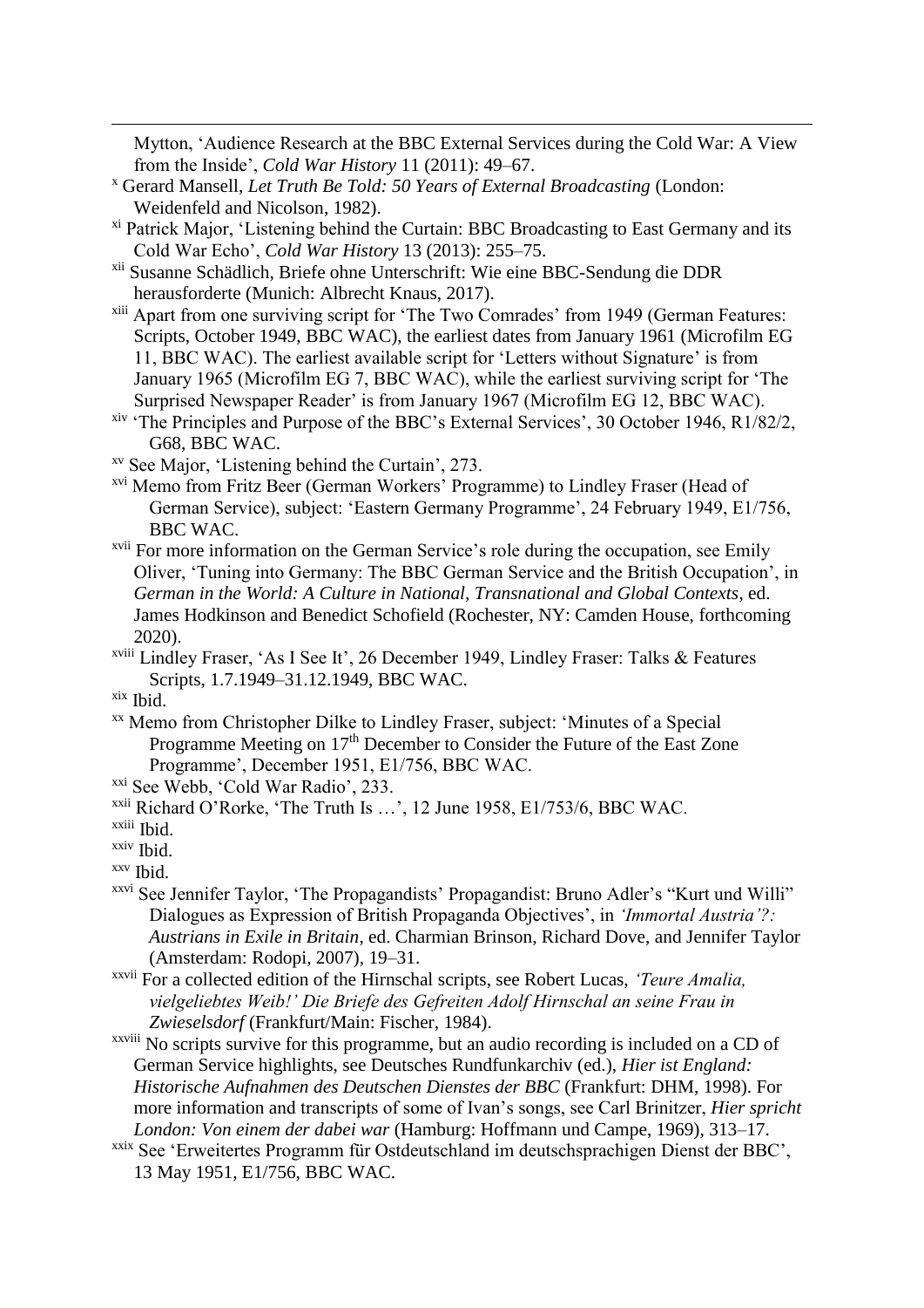Mytton, 'Audience Research at the BBC External Services during the Cold War: A View from the Inside', *Cold War History* 11 (2011): 49–67.

[x] Gerard Mansell, *Let Truth Be Told: 50 Years of External Broadcasting* (London: Weidenfeld and Nicolson, 1982).

[xi] Patrick Major, 'Listening behind the Curtain: BBC Broadcasting to East Germany and its Cold War Echo', *Cold War History* 13 (2013): 255–75.

[xii] Susanne Schädlich, Briefe ohne Unterschrift: Wie eine BBC-Sendung die DDR herausforderte (Munich: Albrecht Knaus, 2017).

[xiii] Apart from one surviving script for 'The Two Comrades' from 1949 (German Features: Scripts, October 1949, BBC WAC), the earliest dates from January 1961 (Microfilm EG 11, BBC WAC). The earliest available script for 'Letters without Signature' is from January 1965 (Microfilm EG 7, BBC WAC), while the earliest surviving script for 'The Surprised Newspaper Reader' is from January 1967 (Microfilm EG 12, BBC WAC).

[xiv] 'The Principles and Purpose of the BBC's External Services', 30 October 1946, R1/82/2, G68, BBC WAC.

[xv] See Major, 'Listening behind the Curtain', 273.

[xvi] Memo from Fritz Beer (German Workers' Programme) to Lindley Fraser (Head of German Service), subject: 'Eastern Germany Programme', 24 February 1949, E1/756, BBC WAC.

[xvii] For more information on the German Service's role during the occupation, see Emily Oliver, 'Tuning into Germany: The BBC German Service and the British Occupation', in *German in the World: A Culture in National, Transnational and Global Contexts*, ed. James Hodkinson and Benedict Schofield (Rochester, NY: Camden House, forthcoming 2020).

[xviii] Lindley Fraser, 'As I See It', 26 December 1949, Lindley Fraser: Talks & Features Scripts, 1.7.1949–31.12.1949, BBC WAC.

[xix] Ibid.

[xx] Memo from Christopher Dilke to Lindley Fraser, subject: 'Minutes of a Special Programme Meeting on 17th December to Consider the Future of the East Zone Programme', December 1951, E1/756, BBC WAC.

[xxi] See Webb, 'Cold War Radio', 233.

[xxii] Richard O'Rorke, 'The Truth Is …', 12 June 1958, E1/753/6, BBC WAC.

[xxiii] Ibid.

[xxiv] Ibid.

[xxv] Ibid.

[xxvi] See Jennifer Taylor, 'The Propagandists' Propagandist: Bruno Adler's "Kurt und Willi" Dialogues as Expression of British Propaganda Objectives', in *'Immortal Austria'?: Austrians in Exile in Britain*, ed. Charmian Brinson, Richard Dove, and Jennifer Taylor (Amsterdam: Rodopi, 2007), 19–31.

[xxvii] For a collected edition of the Hirnschal scripts, see Robert Lucas, *'Teure Amalia, vielgeliebtes Weib!' Die Briefe des Gefreiten Adolf Hirnschal an seine Frau in Zwieselsdorf* (Frankfurt/Main: Fischer, 1984).

[xxviii] No scripts survive for this programme, but an audio recording is included on a CD of German Service highlights, see Deutsches Rundfunkarchiv (ed.), *Hier ist England: Historische Aufnahmen des Deutschen Dienstes der BBC* (Frankfurt: DHM, 1998). For more information and transcripts of some of Ivan's songs, see Carl Brinitzer, *Hier spricht London: Von einem der dabei war* (Hamburg: Hoffmann und Campe, 1969), 313–17.

[xxix] See 'Erweitertes Programm für Ostdeutschland im deutschsprachigen Dienst der BBC', 13 May 1951, E1/756, BBC WAC.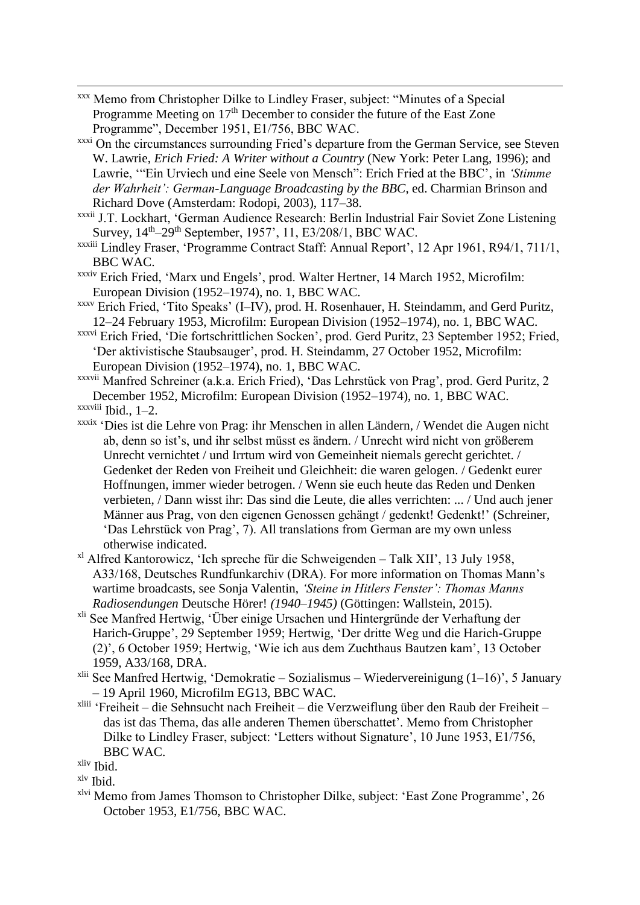[xxx] Memo from Christopher Dilke to Lindley Fraser, subject: "Minutes of a Special Programme Meeting on 17th December to consider the future of the East Zone Programme", December 1951, E1/756, BBC WAC.

[xxxi] On the circumstances surrounding Fried's departure from the German Service, see Steven W. Lawrie, *Erich Fried: A Writer without a Country* (New York: Peter Lang, 1996); and Lawrie, '"Ein Urviech und eine Seele von Mensch": Erich Fried at the BBC', in *'Stimme der Wahrheit': German-Language Broadcasting by the BBC*, ed. Charmian Brinson and Richard Dove (Amsterdam: Rodopi, 2003), 117–38.

[xxxii] J.T. Lockhart, 'German Audience Research: Berlin Industrial Fair Soviet Zone Listening Survey, 14th–29th September, 1957', 11, E3/208/1, BBC WAC.

[xxxiii] Lindley Fraser, 'Programme Contract Staff: Annual Report', 12 Apr 1961, R94/1, 711/1, BBC WAC.

[xxxiv] Erich Fried, 'Marx und Engels', prod. Walter Hertner, 14 March 1952, Microfilm: European Division (1952–1974), no. 1, BBC WAC.

[xxxv] Erich Fried, 'Tito Speaks' (I–IV), prod. H. Rosenhauer, H. Steindamm, and Gerd Puritz, 12–24 February 1953, Microfilm: European Division (1952–1974), no. 1, BBC WAC.

[xxxvi] Erich Fried, 'Die fortschrittlichen Socken', prod. Gerd Puritz, 23 September 1952; Fried, 'Der aktivistische Staubsauger', prod. H. Steindamm, 27 October 1952, Microfilm: European Division (1952–1974), no. 1, BBC WAC.

[xxxvii] Manfred Schreiner (a.k.a. Erich Fried), 'Das Lehrstück von Prag', prod. Gerd Puritz, 2 December 1952, Microfilm: European Division (1952–1974), no. 1, BBC WAC.

[xxxviii] Ibid., 1–2.

[xxxix] 'Dies ist die Lehre von Prag: ihr Menschen in allen Ländern, / Wendet die Augen nicht ab, denn so ist's, und ihr selbst müsst es ändern. / Unrecht wird nicht von größerem Unrecht vernichtet / und Irrtum wird von Gemeinheit niemals gerecht gerichtet. / Gedenket der Reden von Freiheit und Gleichheit: die waren gelogen. / Gedenkt eurer Hoffnungen, immer wieder betrogen. / Wenn sie euch heute das Reden und Denken verbieten, / Dann wisst ihr: Das sind die Leute, die alles verrichten: ... / Und auch jener Männer aus Prag, von den eigenen Genossen gehängt / gedenkt! Gedenkt!' (Schreiner, 'Das Lehrstück von Prag', 7). All translations from German are my own unless otherwise indicated.

[xl] Alfred Kantorowicz, 'Ich spreche für die Schweigenden – Talk XII', 13 July 1958, A33/168, Deutsches Rundfunkarchiv (DRA). For more information on Thomas Mann's wartime broadcasts, see Sonja Valentin, *'Steine in Hitlers Fenster': Thomas Manns Radiosendungen* Deutsche Hörer! *(1940–1945)* (Göttingen: Wallstein, 2015).

[xli] See Manfred Hertwig, 'Über einige Ursachen und Hintergründe der Verhaftung der Harich-Gruppe', 29 September 1959; Hertwig, 'Der dritte Weg und die Harich-Gruppe (2)', 6 October 1959; Hertwig, 'Wie ich aus dem Zuchthaus Bautzen kam', 13 October 1959, A33/168, DRA.

[xlii] See Manfred Hertwig, 'Demokratie – Sozialismus – Wiedervereinigung (1–16)', 5 January – 19 April 1960, Microfilm EG13, BBC WAC.

[xliii] 'Freiheit – die Sehnsucht nach Freiheit – die Verzweiflung über den Raub der Freiheit – das ist das Thema, das alle anderen Themen überschattet'. Memo from Christopher Dilke to Lindley Fraser, subject: 'Letters without Signature', 10 June 1953, E1/756, BBC WAC.

[xliv] Ibid.

[xlv] Ibid.

[xlvi] Memo from James Thomson to Christopher Dilke, subject: 'East Zone Programme', 26 October 1953, E1/756, BBC WAC.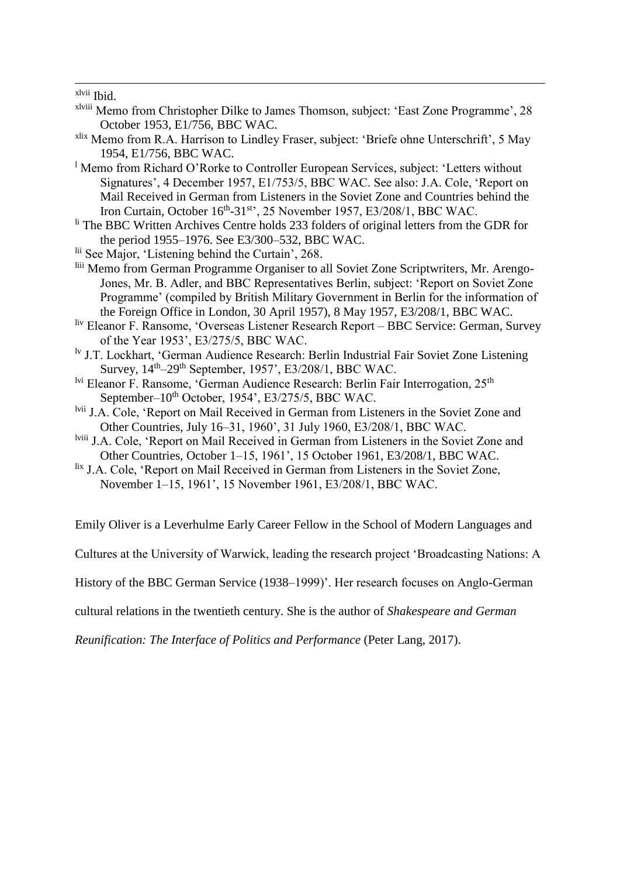[xlvii] Ibid.

[xlviii] Memo from Christopher Dilke to James Thomson, subject: 'East Zone Programme', 28 October 1953, E1/756, BBC WAC.

[xlix] Memo from R.A. Harrison to Lindley Fraser, subject: 'Briefe ohne Unterschrift', 5 May 1954, E1/756, BBC WAC.

[l] Memo from Richard O'Rorke to Controller European Services, subject: 'Letters without Signatures', 4 December 1957, E1/753/5, BBC WAC. See also: J.A. Cole, 'Report on Mail Received in German from Listeners in the Soviet Zone and Countries behind the Iron Curtain, October 16th-31st', 25 November 1957, E3/208/1, BBC WAC.

[li] The BBC Written Archives Centre holds 233 folders of original letters from the GDR for the period 1955–1976. See E3/300–532, BBC WAC.

[lii] See Major, 'Listening behind the Curtain', 268.

[liii] Memo from German Programme Organiser to all Soviet Zone Scriptwriters, Mr. Arengo-Jones, Mr. B. Adler, and BBC Representatives Berlin, subject: 'Report on Soviet Zone Programme' (compiled by British Military Government in Berlin for the information of the Foreign Office in London, 30 April 1957), 8 May 1957, E3/208/1, BBC WAC.

[liv] Eleanor F. Ransome, 'Overseas Listener Research Report – BBC Service: German, Survey of the Year 1953', E3/275/5, BBC WAC.

[lv] J.T. Lockhart, 'German Audience Research: Berlin Industrial Fair Soviet Zone Listening Survey, 14th–29th September, 1957', E3/208/1, BBC WAC.

[lvi] Eleanor F. Ransome, 'German Audience Research: Berlin Fair Interrogation, 25th September–10th October, 1954', E3/275/5, BBC WAC.

[lvii] J.A. Cole, 'Report on Mail Received in German from Listeners in the Soviet Zone and Other Countries, July 16–31, 1960', 31 July 1960, E3/208/1, BBC WAC.

[lviii] J.A. Cole, 'Report on Mail Received in German from Listeners in the Soviet Zone and Other Countries, October 1–15, 1961', 15 October 1961, E3/208/1, BBC WAC.

[lix] J.A. Cole, 'Report on Mail Received in German from Listeners in the Soviet Zone, November 1–15, 1961', 15 November 1961, E3/208/1, BBC WAC.

Emily Oliver is a Leverhulme Early Career Fellow in the School of Modern Languages and Cultures at the University of Warwick, leading the research project 'Broadcasting Nations: A History of the BBC German Service (1938–1999)'. Her research focuses on Anglo-German cultural relations in the twentieth century. She is the author of *Shakespeare and German Reunification: The Interface of Politics and Performance* (Peter Lang, 2017).